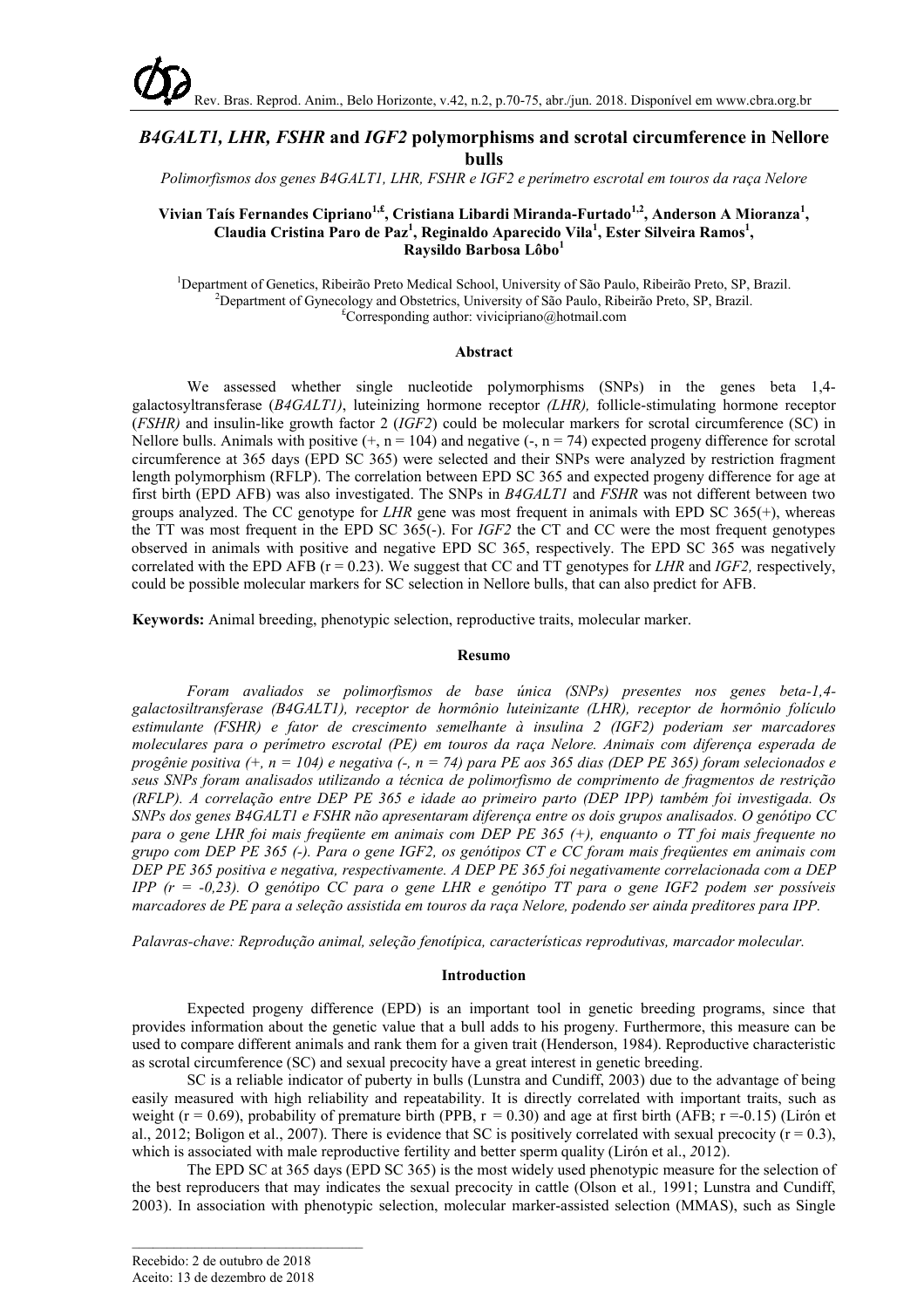# *B4GALT1, LHR, FSHR* and *IGF2* polymorphisms and scrotal circumference in Nellore bulls

*Polimorfismos dos genes B4GALT1, LHR, FSHR e IGF2 e perímetro escrotal em touros da raça Nelore*

**Vivian Taís Fernandes Cipriano[1,£], Cristiana Libardi Miranda-Furtado[1,2], Anderson A Mioranza[1], Claudia Cristina Paro de Paz[1], Reginaldo Aparecido Vila[1], Ester Silveira Ramos[1], Raysildo Barbosa Lôbo[1]**

[1]Department of Genetics, Ribeirão Preto Medical School, University of São Paulo, Ribeirão Preto, SP, Brazil.
[2]Department of Gynecology and Obstetrics, University of São Paulo, Ribeirão Preto, SP, Brazil.
[£]Corresponding author: vivicipriano@hotmail.com

## Abstract

We assessed whether single nucleotide polymorphisms (SNPs) in the genes beta 1,4-galactosyltransferase (*B4GALT1)*, luteinizing hormone receptor *(LHR),* follicle-stimulating hormone receptor (*FSHR)* and insulin-like growth factor 2 (*IGF2)* could be molecular markers for scrotal circumference (SC) in Nellore bulls. Animals with positive (+, n = 104) and negative (-, n = 74) expected progeny difference for scrotal circumference at 365 days (EPD SC 365) were selected and their SNPs were analyzed by restriction fragment length polymorphism (RFLP). The correlation between EPD SC 365 and expected progeny difference for age at first birth (EPD AFB) was also investigated. The SNPs in *B4GALT1* and *FSHR* was not different between two groups analyzed. The CC genotype for *LHR* gene was most frequent in animals with EPD SC 365(+), whereas the TT was most frequent in the EPD SC 365(-). For *IGF2* the CT and CC were the most frequent genotypes observed in animals with positive and negative EPD SC 365, respectively. The EPD SC 365 was negatively correlated with the EPD AFB (r = 0.23). We suggest that CC and TT genotypes for *LHR* and *IGF2,* respectively, could be possible molecular markers for SC selection in Nellore bulls, that can also predict for AFB.

**Keywords:** Animal breeding, phenotypic selection, reproductive traits, molecular marker.

## Resumo

*Foram avaliados se polimorfismos de base única (SNPs) presentes nos genes beta-1,4-galactosiltransferase (B4GALT1), receptor de hormônio luteinizante (LHR), receptor de hormônio folículo estimulante (FSHR) e fator de crescimento semelhante à insulina 2 (IGF2) poderiam ser marcadores moleculares para o perímetro escrotal (PE) em touros da raça Nelore. Animais com diferença esperada de progênie positiva (+, n = 104) e negativa (-, n = 74) para PE aos 365 dias (DEP PE 365) foram selecionados e seus SNPs foram analisados utilizando a técnica de polimorfismo de comprimento de fragmentos de restrição (RFLP). A correlação entre DEP PE 365 e idade ao primeiro parto (DEP IPP) também foi investigada. Os SNPs dos genes B4GALT1 e FSHR não apresentaram diferença entre os dois grupos analisados. O genótipo CC para o gene LHR foi mais freqüente em animais com DEP PE 365 (+), enquanto o TT foi mais frequente no grupo com DEP PE 365 (-). Para o gene IGF2, os genótipos CT e CC foram mais freqüentes em animais com DEP PE 365 positiva e negativa, respectivamente. A DEP PE 365 foi negativamente correlacionada com a DEP IPP (r = -0,23). O genótipo CC para o gene LHR e genótipo TT para o gene IGF2 podem ser possíveis marcadores de PE para a seleção assistida em touros da raça Nelore, podendo ser ainda preditores para IPP.*

*Palavras-chave: Reprodução animal, seleção fenotípica, características reprodutivas, marcador molecular.*

## Introduction

Expected progeny difference (EPD) is an important tool in genetic breeding programs, since that provides information about the genetic value that a bull adds to his progeny. Furthermore, this measure can be used to compare different animals and rank them for a given trait (Henderson, 1984). Reproductive characteristic as scrotal circumference (SC) and sexual precocity have a great interest in genetic breeding.

SC is a reliable indicator of puberty in bulls (Lunstra and Cundiff, 2003) due to the advantage of being easily measured with high reliability and repeatability. It is directly correlated with important traits, such as weight (r = 0.69), probability of premature birth (PPB, r = 0.30) and age at first birth (AFB; r =-0.15) (Lirón et al., 2012; Boligon et al., 2007). There is evidence that SC is positively correlated with sexual precocity (r = 0.3), which is associated with male reproductive fertility and better sperm quality (Lirón et al., 2012).

The EPD SC at 365 days (EPD SC 365) is the most widely used phenotypic measure for the selection of the best reproducers that may indicates the sexual precocity in cattle (Olson et al*.,* 1991; Lunstra and Cundiff, 2003). In association with phenotypic selection, molecular marker-assisted selection (MMAS), such as Single

Recebido: 2 de outubro de 2018
Aceito: 13 de dezembro de 2018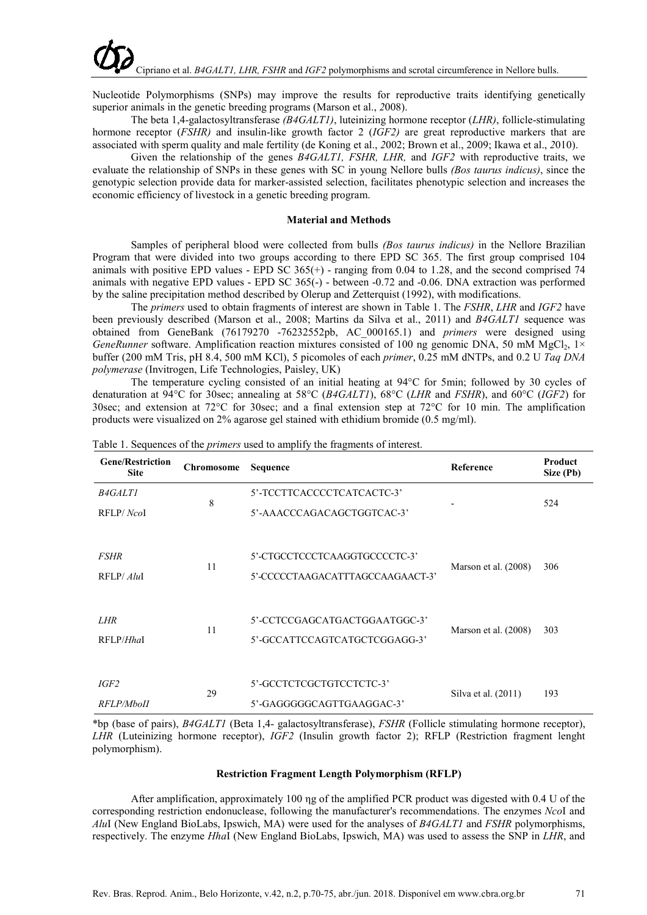Nucleotide Polymorphisms (SNPs) may improve the results for reproductive traits identifying genetically superior animals in the genetic breeding programs (Marson et al., 2008).

The beta 1,4-galactosyltransferase *(B4GALT1)*, luteinizing hormone receptor (*LHR)*, follicle-stimulating hormone receptor (*FSHR)* and insulin-like growth factor 2 (*IGF2)* are great reproductive markers that are associated with sperm quality and male fertility (de Koning et al., 2002; Brown et al., 2009; Ikawa et al., 2010).

Given the relationship of the genes *B4GALT1, FSHR, LHR,* and *IGF2* with reproductive traits, we evaluate the relationship of SNPs in these genes with SC in young Nellore bulls *(Bos taurus indicus)*, since the genotypic selection provide data for marker-assisted selection, facilitates phenotypic selection and increases the economic efficiency of livestock in a genetic breeding program.

## Material and Methods

Samples of peripheral blood were collected from bulls *(Bos taurus indicus)* in the Nellore Brazilian Program that were divided into two groups according to there EPD SC 365. The first group comprised 104 animals with positive EPD values - EPD SC 365(+) - ranging from 0.04 to 1.28, and the second comprised 74 animals with negative EPD values - EPD SC 365(-) - between -0.72 and -0.06. DNA extraction was performed by the saline precipitation method described by Olerup and Zetterquist (1992), with modifications.

The *primers* used to obtain fragments of interest are shown in Table 1. The *FSHR*, *LHR* and *IGF2* have been previously described (Marson et al., 2008; Martins da Silva et al., 2011) and *B4GALT1* sequence was obtained from GeneBank (76179270 -76232552pb, AC_000165.1) and *primers* were designed using *GeneRunner* software. Amplification reaction mixtures consisted of 100 ng genomic DNA, 50 mM $MgCl_2$, 1× buffer (200 mM Tris, pH 8.4, 500 mM KCl), 5 picomoles of each *primer*, 0.25 mM dNTPs, and 0.2 U *Taq DNA polymerase* (Invitrogen, Life Technologies, Paisley, UK)

The temperature cycling consisted of an initial heating at 94°C for 5min; followed by 30 cycles of denaturation at 94°C for 30sec; annealing at 58°C (*B4GALT1*), 68°C (*LHR* and *FSHR*), and 60°C (*IGF2*) for 30sec; and extension at 72°C for 30sec; and a final extension step at 72°C for 10 min. The amplification products were visualized on 2% agarose gel stained with ethidium bromide (0.5 mg/ml).

Table 1. Sequences of the *primers* used to amplify the fragments of interest.

| Gene/Restriction Site | Chromosome | Sequence | Reference | Product Size (Pb) |
|---|---|---|---|---|
| *B4GALT1* RFLP/ *Nco*I | 8 | 5'-TCCTTCACCCCTCATCACTC-3' 5'-AAACCCAGACAGCTGGTCAC-3' | - | 524 |
| *FSHR* RFLP/ *Alu*I | 11 | 5'-CTGCCTCCCTCAAGGTGCCCCTC-3' 5'-CCCCCTAAGACATTTAGCCAAGAACT-3' | Marson et al. (2008) | 306 |
| *LHR* RFLP/*Hha*I | 11 | 5'-CCTCCGAGCATGACTGGAATGGC-3' 5'-GCCATTCCAGTCATGCTCGGAGG-3' | Marson et al. (2008) | 303 |
| *IGF2* *RFLP/MboII* | 29 | 5'-GCCTCTCGCTGTCCTCTC-3' 5'-GAGGGGGCAGTTGAAGGAC-3' | Silva et al. (2011) | 193 |

*bp (base of pairs), *B4GALT1* (Beta 1,4- galactosyltransferase), *FSHR* (Follicle stimulating hormone receptor), *LHR* (Luteinizing hormone receptor), *IGF2* (Insulin growth factor 2); RFLP (Restriction fragment lenght polymorphism).

### Restriction Fragment Length Polymorphism (RFLP)

After amplification, approximately 100 ηg of the amplified PCR product was digested with 0.4 U of the corresponding restriction endonuclease, following the manufacturer's recommendations. The enzymes *Nco*I and *Alu*I (New England BioLabs, Ipswich, MA) were used for the analyses of *B4GALT1* and *FSHR* polymorphisms, respectively. The enzyme *Hha*I (New England BioLabs, Ipswich, MA) was used to assess the SNP in *LHR*, and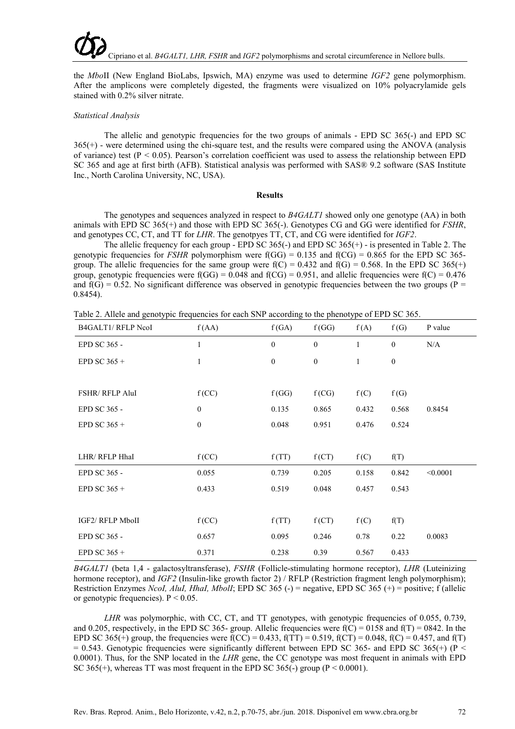the *Mbo*II (New England BioLabs, Ipswich, MA) enzyme was used to determine *IGF2* gene polymorphism. After the amplicons were completely digested, the fragments were visualized on 10% polyacrylamide gels stained with 0.2% silver nitrate.

*Statistical Analysis*

The allelic and genotypic frequencies for the two groups of animals - EPD SC 365(-) and EPD SC 365(+) - were determined using the chi-square test, and the results were compared using the ANOVA (analysis of variance) test ($P < 0.05$). Pearson's correlation coefficient was used to assess the relationship between EPD SC 365 and age at first birth (AFB). Statistical analysis was performed with SAS® 9.2 software (SAS Institute Inc., North Carolina University, NC, USA).

## Results

The genotypes and sequences analyzed in respect to *B4GALT1* showed only one genotype (AA) in both animals with EPD SC 365(+) and those with EPD SC 365(-). Genotypes CG and GG were identified for *FSHR*, and genotypes CC, CT, and TT for *LHR*. The genotpyes TT, CT, and CG were identified for *IGF2*.

The allelic frequency for each group - EPD SC 365(-) and EPD SC 365(+) - is presented in Table 2. The genotypic frequencies for *FSHR* polymorphism were f(GG) = 0.135 and f(CG) = 0.865 for the EPD SC 365- group. The allelic frequencies for the same group were f(C) = 0.432 and f(G) = 0.568. In the EPD SC 365(+) group, genotypic frequencies were f(GG) = 0.048 and f(CG) = 0.951, and allelic frequencies were f(C) = 0.476 and f(G) = 0.52. No significant difference was observed in genotypic frequencies between the two groups (P = 0.8454).

Table 2. Allele and genotypic frequencies for each SNP according to the phenotype of EPD SC 365.

| B4GALT1/ RFLP NcoI | f (AA) | f (GA) | f (GG) | f (A) | f (G) | P value |
|---|---|---|---|---|---|---|
| EPD SC 365 - | 1 | 0 | 0 | 1 | 0 | N/A |
| EPD SC 365 + | 1 | 0 | 0 | 1 | 0 | |
| | | | | | | |
| FSHR/ RFLP AluI | f (CC) | f (GG) | f (CG) | f (C) | f (G) | |
| EPD SC 365 - | 0 | 0.135 | 0.865 | 0.432 | 0.568 | 0.8454 |
| EPD SC 365 + | 0 | 0.048 | 0.951 | 0.476 | 0.524 | |
| | | | | | | |
| LHR/ RFLP HhaI | f (CC) | f (TT) | f (CT) | f (C) | f(T) | |
| EPD SC 365 - | 0.055 | 0.739 | 0.205 | 0.158 | 0.842 | <0.0001 |
| EPD SC 365 + | 0.433 | 0.519 | 0.048 | 0.457 | 0.543 | |
| | | | | | | |
| IGF2/ RFLP MboII | f (CC) | f (TT) | f (CT) | f (C) | f(T) | |
| EPD SC 365 - | 0.657 | 0.095 | 0.246 | 0.78 | 0.22 | 0.0083 |
| EPD SC 365 + | 0.371 | 0.238 | 0.39 | 0.567 | 0.433 | |

*B4GALT1* (beta 1,4 - galactosyltransferase), *FSHR* (Follicle-stimulating hormone receptor), *LHR* (Luteinizing hormone receptor), and *IGF2* (Insulin-like growth factor 2) / RFLP (Restriction fragment lengh polymorphism); Restriction Enzymes *NcoI, AluI, HhaI, MbolI*; EPD SC 365 (-) = negative, EPD SC 365 (+) = positive; f (allelic or genotypic frequencies). $P < 0.05$.

*LHR* was polymorphic, with CC, CT, and TT genotypes, with genotypic frequencies of 0.055, 0.739, and 0.205, respectively, in the EPD SC 365- group. Allelic frequencies were f(C) = 0158 and f(T) = 0842. In the EPD SC 365(+) group, the frequencies were f(CC) = 0.433, f(TT) = 0.519, f(CT) = 0.048, f(C) = 0.457, and f(T) = 0.543. Genotypic frequencies were significantly different between EPD SC 365- and EPD SC 365(+) ($P < 0.0001$). Thus, for the SNP located in the *LHR* gene, the CC genotype was most frequent in animals with EPD SC 365(+), whereas TT was most frequent in the EPD SC 365(-) group ($P < 0.0001$).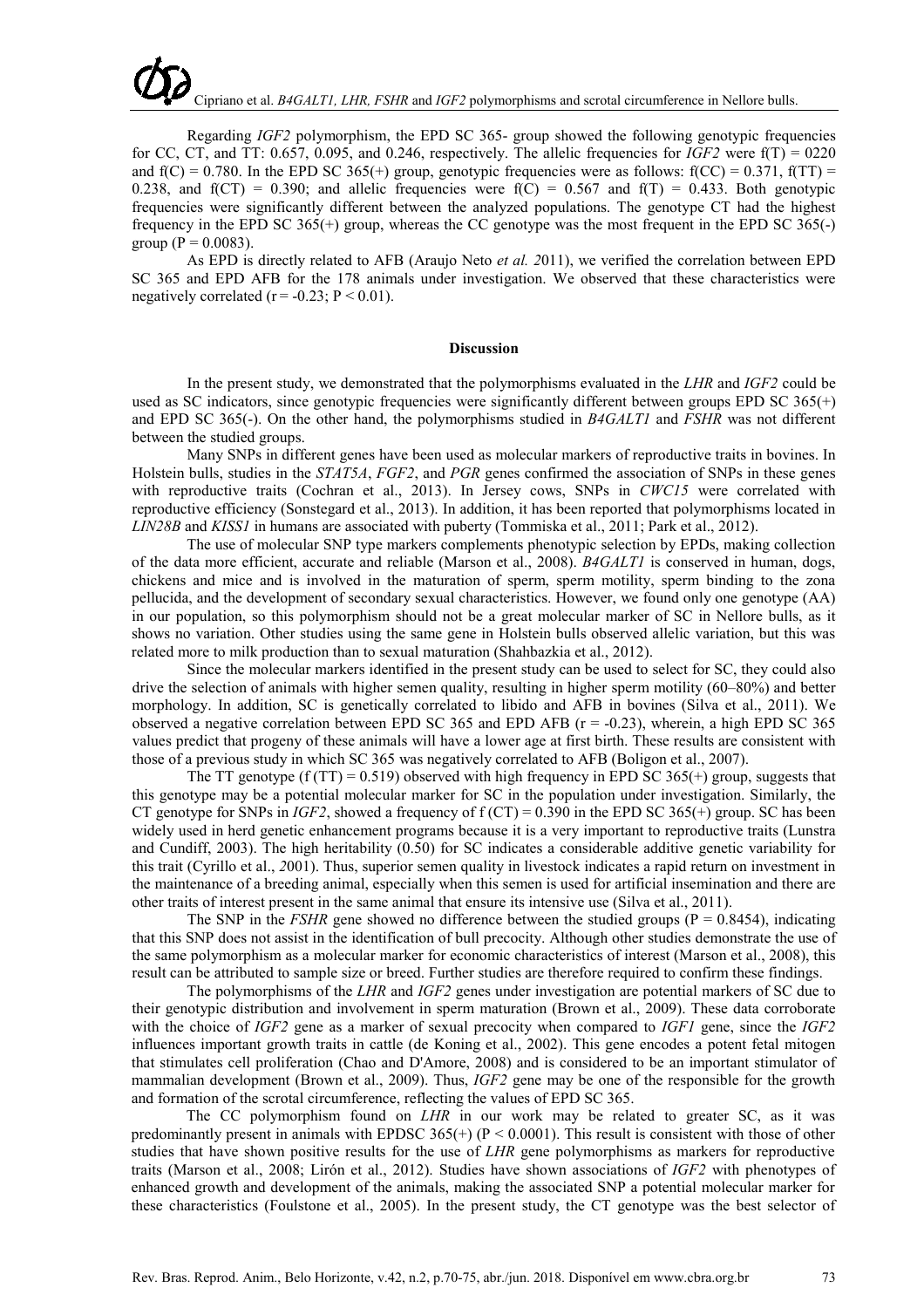Regarding *IGF2* polymorphism, the EPD SC 365- group showed the following genotypic frequencies for CC, CT, and TT: 0.657, 0.095, and 0.246, respectively. The allelic frequencies for *IGF2* were f(T) = 0220 and f(C) = 0.780. In the EPD SC 365(+) group, genotypic frequencies were as follows: f(CC) = 0.371, f(TT) = 0.238, and f(CT) = 0.390; and allelic frequencies were f(C) = 0.567 and f(T) = 0.433. Both genotypic frequencies were significantly different between the analyzed populations. The genotype CT had the highest frequency in the EPD SC 365(+) group, whereas the CC genotype was the most frequent in the EPD SC 365(-) group ($P = 0.0083$).

As EPD is directly related to AFB (Araujo Neto *et al.* 2011), we verified the correlation between EPD SC 365 and EPD AFB for the 178 animals under investigation. We observed that these characteristics were negatively correlated ($r = -0.23$; $P < 0.01$).

## Discussion

In the present study, we demonstrated that the polymorphisms evaluated in the *LHR* and *IGF2* could be used as SC indicators, since genotypic frequencies were significantly different between groups EPD SC 365(+) and EPD SC 365(-). On the other hand, the polymorphisms studied in *B4GALT1* and *FSHR* was not different between the studied groups.

Many SNPs in different genes have been used as molecular markers of reproductive traits in bovines. In Holstein bulls, studies in the *STAT5A*, *FGF2*, and *PGR* genes confirmed the association of SNPs in these genes with reproductive traits (Cochran et al., 2013). In Jersey cows, SNPs in *CWC15* were correlated with reproductive efficiency (Sonstegard et al., 2013). In addition, it has been reported that polymorphisms located in *LIN28B* and *KISS1* in humans are associated with puberty (Tommiska et al., 2011; Park et al., 2012).

The use of molecular SNP type markers complements phenotypic selection by EPDs, making collection of the data more efficient, accurate and reliable (Marson et al., 2008). *B4GALT1* is conserved in human, dogs, chickens and mice and is involved in the maturation of sperm, sperm motility, sperm binding to the zona pellucida, and the development of secondary sexual characteristics. However, we found only one genotype (AA) in our population, so this polymorphism should not be a great molecular marker of SC in Nellore bulls, as it shows no variation. Other studies using the same gene in Holstein bulls observed allelic variation, but this was related more to milk production than to sexual maturation (Shahbazkia et al., 2012).

Since the molecular markers identified in the present study can be used to select for SC, they could also drive the selection of animals with higher semen quality, resulting in higher sperm motility (60–80%) and better morphology. In addition, SC is genetically correlated to libido and AFB in bovines (Silva et al., 2011). We observed a negative correlation between EPD SC 365 and EPD AFB ($r = -0.23$), wherein, a high EPD SC 365 values predict that progeny of these animals will have a lower age at first birth. These results are consistent with those of a previous study in which SC 365 was negatively correlated to AFB (Boligon et al., 2007).

The TT genotype (f (TT) = 0.519) observed with high frequency in EPD SC 365(+) group, suggests that this genotype may be a potential molecular marker for SC in the population under investigation. Similarly, the CT genotype for SNPs in *IGF2*, showed a frequency of f (CT) = 0.390 in the EPD SC 365(+) group. SC has been widely used in herd genetic enhancement programs because it is a very important to reproductive traits (Lunstra and Cundiff, 2003). The high heritability (0.50) for SC indicates a considerable additive genetic variability for this trait (Cyrillo et al., 2001). Thus, superior semen quality in livestock indicates a rapid return on investment in the maintenance of a breeding animal, especially when this semen is used for artificial insemination and there are other traits of interest present in the same animal that ensure its intensive use (Silva et al., 2011).

The SNP in the *FSHR* gene showed no difference between the studied groups ($P = 0.8454$), indicating that this SNP does not assist in the identification of bull precocity. Although other studies demonstrate the use of the same polymorphism as a molecular marker for economic characteristics of interest (Marson et al., 2008), this result can be attributed to sample size or breed. Further studies are therefore required to confirm these findings.

The polymorphisms of the *LHR* and *IGF2* genes under investigation are potential markers of SC due to their genotypic distribution and involvement in sperm maturation (Brown et al., 2009). These data corroborate with the choice of *IGF2* gene as a marker of sexual precocity when compared to *IGF1* gene, since the *IGF2* influences important growth traits in cattle (de Koning et al., 2002). This gene encodes a potent fetal mitogen that stimulates cell proliferation (Chao and D'Amore, 2008) and is considered to be an important stimulator of mammalian development (Brown et al., 2009). Thus, *IGF2* gene may be one of the responsible for the growth and formation of the scrotal circumference, reflecting the values of EPD SC 365.

The CC polymorphism found on *LHR* in our work may be related to greater SC, as it was predominantly present in animals with EPDSC 365(+) ($P < 0.0001$). This result is consistent with those of other studies that have shown positive results for the use of *LHR* gene polymorphisms as markers for reproductive traits (Marson et al., 2008; Lirón et al., 2012). Studies have shown associations of *IGF2* with phenotypes of enhanced growth and development of the animals, making the associated SNP a potential molecular marker for these characteristics (Foulstone et al., 2005). In the present study, the CT genotype was the best selector of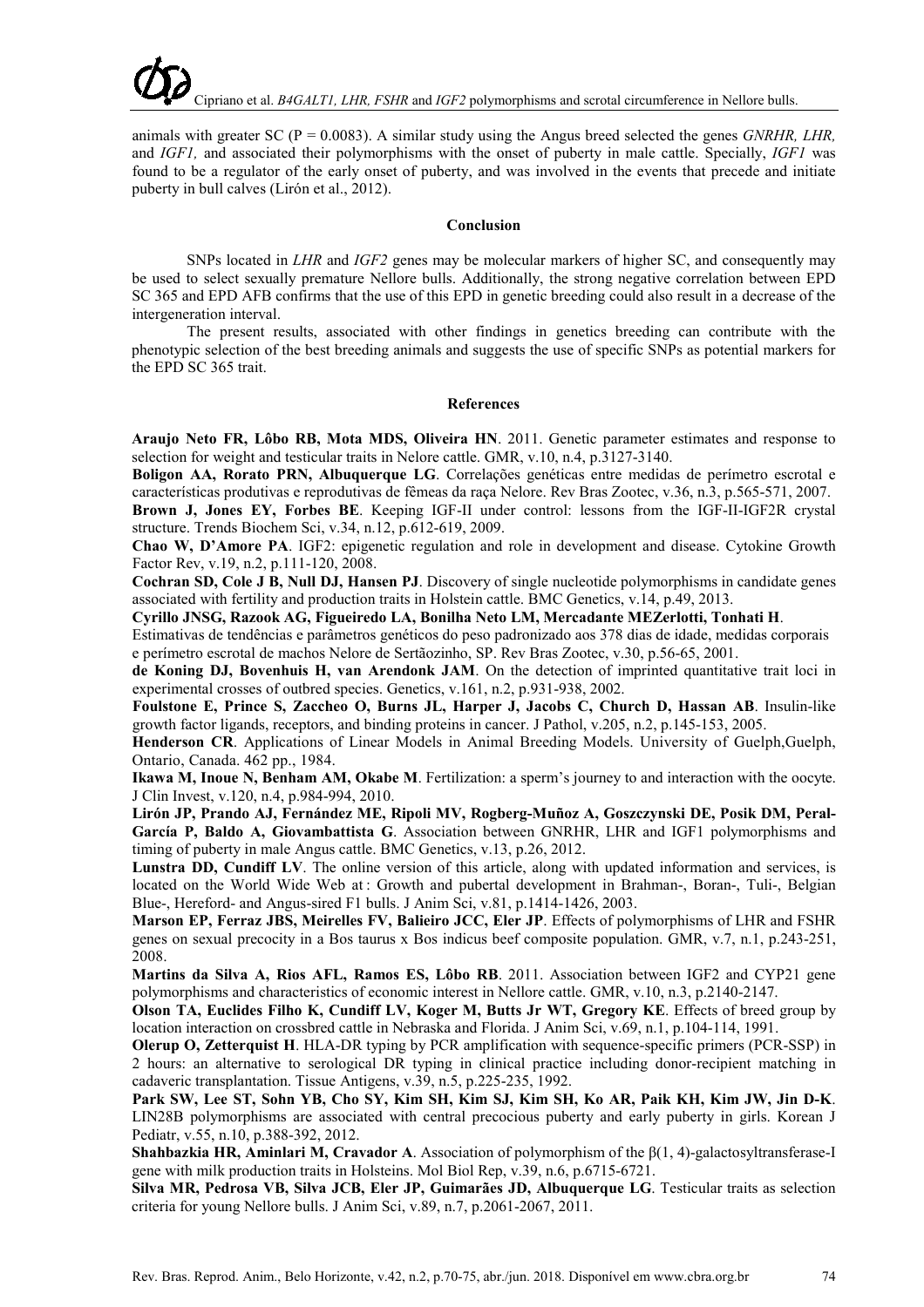animals with greater SC (P = 0.0083). A similar study using the Angus breed selected the genes *GNRHR, LHR,* and *IGF1,* and associated their polymorphisms with the onset of puberty in male cattle. Specially, *IGF1* was found to be a regulator of the early onset of puberty, and was involved in the events that precede and initiate puberty in bull calves (Lirón et al., 2012).

## Conclusion

SNPs located in *LHR* and *IGF2* genes may be molecular markers of higher SC, and consequently may be used to select sexually premature Nellore bulls. Additionally, the strong negative correlation between EPD SC 365 and EPD AFB confirms that the use of this EPD in genetic breeding could also result in a decrease of the intergeneration interval.

The present results, associated with other findings in genetics breeding can contribute with the phenotypic selection of the best breeding animals and suggests the use of specific SNPs as potential markers for the EPD SC 365 trait.

## References

**Araujo Neto FR, Lôbo RB, Mota MDS, Oliveira HN**. 2011. Genetic parameter estimates and response to selection for weight and testicular traits in Nelore cattle. GMR, v.10, n.4, p.3127-3140.

**Boligon AA, Rorato PRN, Albuquerque LG**. Correlações genéticas entre medidas de perímetro escrotal e características produtivas e reprodutivas de fêmeas da raça Nelore. Rev Bras Zootec, v.36, n.3, p.565-571, 2007.

**Brown J, Jones EY, Forbes BE**. Keeping IGF-II under control: lessons from the IGF-II-IGF2R crystal structure. Trends Biochem Sci, v.34, n.12, p.612-619, 2009.

**Chao W, D'Amore PA**. IGF2: epigenetic regulation and role in development and disease. Cytokine Growth Factor Rev, v.19, n.2, p.111-120, 2008.

**Cochran SD, Cole J B, Null DJ, Hansen PJ**. Discovery of single nucleotide polymorphisms in candidate genes associated with fertility and production traits in Holstein cattle. BMC Genetics, v.14, p.49, 2013.

**Cyrillo JNSG, Razook AG, Figueiredo LA, Bonilha Neto LM, Mercadante MEZerlotti, Tonhati H**. Estimativas de tendências e parâmetros genéticos do peso padronizado aos 378 dias de idade, medidas corporais e perímetro escrotal de machos Nelore de Sertãozinho, SP. Rev Bras Zootec, v.30, p.56-65, 2001.

**de Koning DJ, Bovenhuis H, van Arendonk JAM**. On the detection of imprinted quantitative trait loci in experimental crosses of outbred species. Genetics, v.161, n.2, p.931-938, 2002.

**Foulstone E, Prince S, Zaccheo O, Burns JL, Harper J, Jacobs C, Church D, Hassan AB**. Insulin-like growth factor ligands, receptors, and binding proteins in cancer. J Pathol, v.205, n.2, p.145-153, 2005.

**Henderson CR**. Applications of Linear Models in Animal Breeding Models. University of Guelph,Guelph, Ontario, Canada. 462 pp., 1984.

**Ikawa M, Inoue N, Benham AM, Okabe M**. Fertilization: a sperm's journey to and interaction with the oocyte. J Clin Invest, v.120, n.4, p.984-994, 2010.

**Lirón JP, Prando AJ, Fernández ME, Ripoli MV, Rogberg-Muñoz A, Goszczynski DE, Posik DM, Peral-García P, Baldo A, Giovambattista G**. Association between GNRHR, LHR and IGF1 polymorphisms and timing of puberty in male Angus cattle. BMC Genetics, v.13, p.26, 2012.

**Lunstra DD, Cundiff LV**. The online version of this article, along with updated information and services, is located on the World Wide Web at : Growth and pubertal development in Brahman-, Boran-, Tuli-, Belgian Blue-, Hereford- and Angus-sired F1 bulls. J Anim Sci, v.81, p.1414-1426, 2003.

**Marson EP, Ferraz JBS, Meirelles FV, Balieiro JCC, Eler JP**. Effects of polymorphisms of LHR and FSHR genes on sexual precocity in a Bos taurus x Bos indicus beef composite population. GMR, v.7, n.1, p.243-251, 2008.

**Martins da Silva A, Rios AFL, Ramos ES, Lôbo RB**. 2011. Association between IGF2 and CYP21 gene polymorphisms and characteristics of economic interest in Nellore cattle. GMR, v.10, n.3, p.2140-2147.

**Olson TA, Euclides Filho K, Cundiff LV, Koger M, Butts Jr WT, Gregory KE**. Effects of breed group by location interaction on crossbred cattle in Nebraska and Florida. J Anim Sci, v.69, n.1, p.104-114, 1991.

**Olerup O, Zetterquist H**. HLA-DR typing by PCR amplification with sequence-specific primers (PCR-SSP) in 2 hours: an alternative to serological DR typing in clinical practice including donor-recipient matching in cadaveric transplantation. Tissue Antigens, v.39, n.5, p.225-235, 1992.

**Park SW, Lee ST, Sohn YB, Cho SY, Kim SH, Kim SJ, Kim SH, Ko AR, Paik KH, Kim JW, Jin D-K**. LIN28B polymorphisms are associated with central precocious puberty and early puberty in girls. Korean J Pediatr, v.55, n.10, p.388-392, 2012.

**Shahbazkia HR, Aminlari M, Cravador A**. Association of polymorphism of the β(1, 4)-galactosyltransferase-I gene with milk production traits in Holsteins. Mol Biol Rep, v.39, n.6, p.6715-6721.

**Silva MR, Pedrosa VB, Silva JCB, Eler JP, Guimarães JD, Albuquerque LG**. Testicular traits as selection criteria for young Nellore bulls. J Anim Sci, v.89, n.7, p.2061-2067, 2011.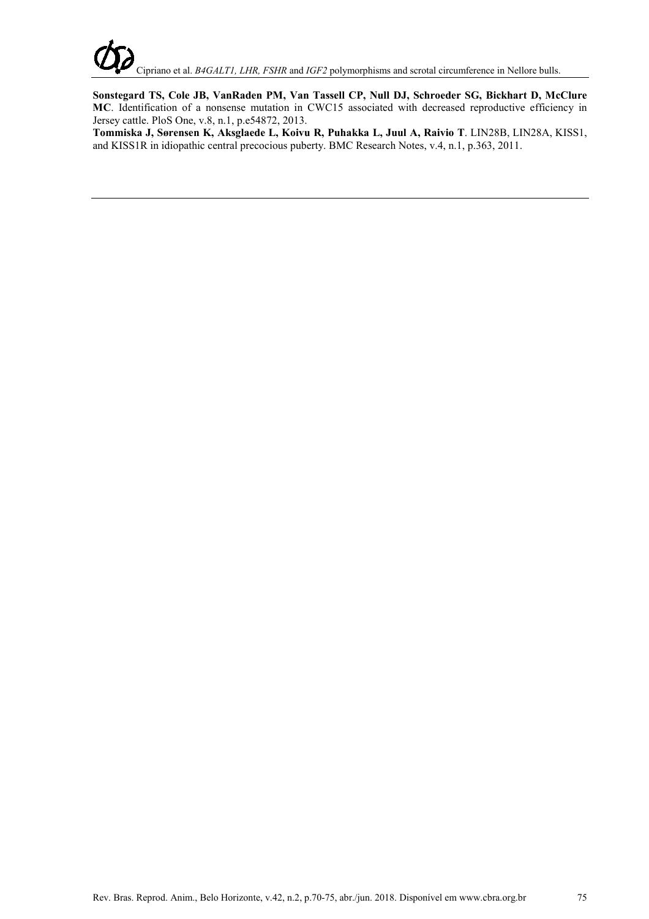**Sonstegard TS, Cole JB, VanRaden PM, Van Tassell CP, Null DJ, Schroeder SG, Bickhart D, McClure MC**. Identification of a nonsense mutation in CWC15 associated with decreased reproductive efficiency in Jersey cattle. PloS One, v.8, n.1, p.e54872, 2013.

**Tommiska J, Sørensen K, Aksglaede L, Koivu R, Puhakka L, Juul A, Raivio T**. LIN28B, LIN28A, KISS1, and KISS1R in idiopathic central precocious puberty. BMC Research Notes, v.4, n.1, p.363, 2011.